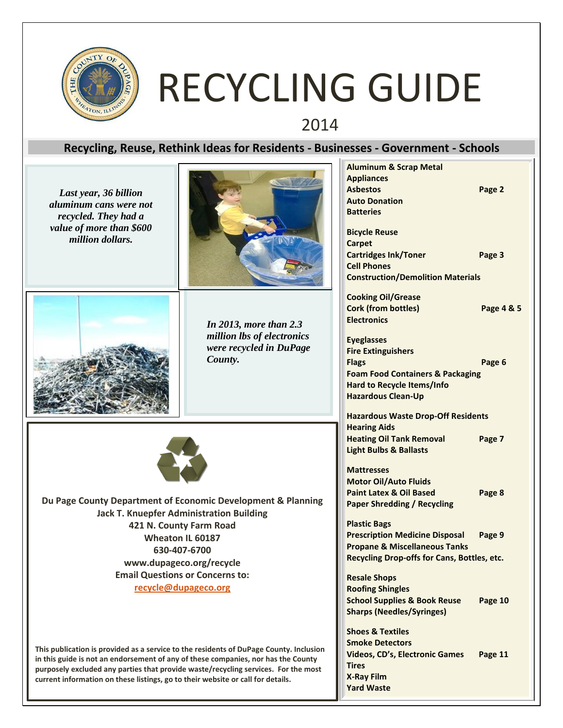# RECYCLING GUIDE

2014

## Recycling, Reuse, Rethink Ideas for Residents - Businesses - Government - Schools

*Last year, 36 billion aluminum cans were not recycled. They had a value of more than $600 million dollars.*

*In 2013, more than 2.3 million lbs of electronics were recycled in DuPage County.*

**Du Page County Department of Economic Development & Planning**
**Jack T. Knuepfer Administration Building**
**421 N. County Farm Road**
**Wheaton IL 60187**
**630-407-6700**
**www.dupageco.org/recycle**
**Email Questions or Concerns to:**
**recycle@dupageco.org**

**This publication is provided as a service to the residents of DuPage County. Inclusion in this guide is not an endorsement of any of these companies, nor has the County purposely excluded any parties that provide waste/recycling services. For the most current information on these listings, go to their website or call for details.**

| Topics | Page |
|---|---|
| **Aluminum & Scrap Metal**<br>**Appliances**<br>**Asbestos**<br>**Auto Donation**<br>**Batteries** | **Page 2** |
| **Bicycle Reuse**<br>**Carpet**<br>**Cartridges Ink/Toner**<br>**Cell Phones**<br>**Construction/Demolition Materials** | **Page 3** |
| **Cooking Oil/Grease**<br>**Cork (from bottles)**<br>**Electronics** | **Page 4 & 5** |
| **Eyeglasses**<br>**Fire Extinguishers**<br>**Flags**<br>**Foam Food Containers & Packaging**<br>**Hard to Recycle Items/Info**<br>**Hazardous Clean-Up** | **Page 6** |
| **Hazardous Waste Drop-Off Residents**<br>**Hearing Aids**<br>**Heating Oil Tank Removal**<br>**Light Bulbs & Ballasts** | **Page 7** |
| **Mattresses**<br>**Motor Oil/Auto Fluids**<br>**Paint Latex & Oil Based**<br>**Paper Shredding / Recycling** | **Page 8** |
| **Plastic Bags**<br>**Prescription Medicine Disposal**<br>**Propane & Miscellaneous Tanks**<br>**Recycling Drop-offs for Cans, Bottles, etc.** | **Page 9** |
| **Resale Shops**<br>**Roofing Shingles**<br>**School Supplies & Book Reuse**<br>**Sharps (Needles/Syringes)** | **Page 10** |
| **Shoes & Textiles**<br>**Smoke Detectors**<br>**Videos, CD's, Electronic Games**<br>**Tires**<br>**X-Ray Film**<br>**Yard Waste** | **Page 11** |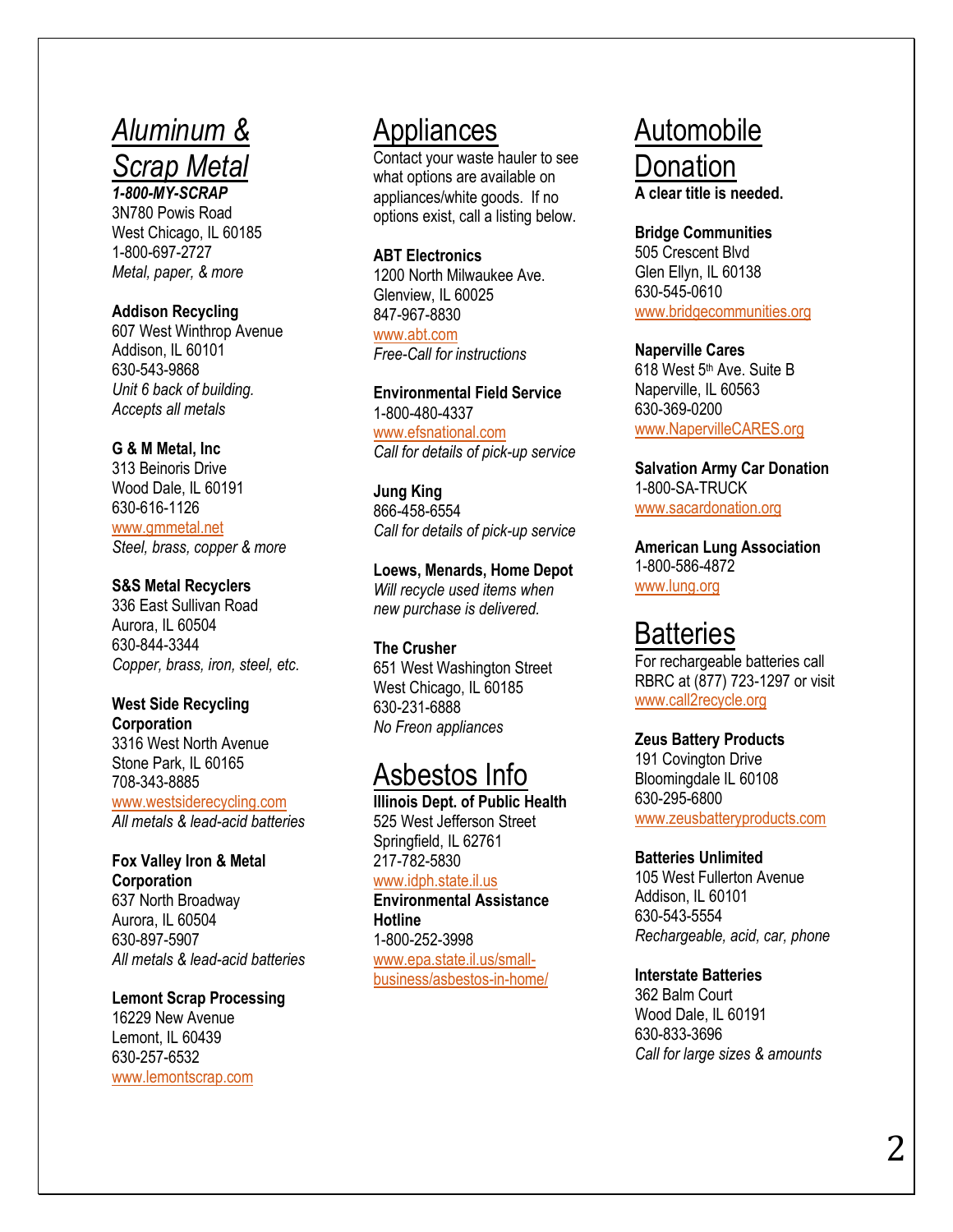## *Aluminum & Scrap Metal*

***1-800-MY-SCRAP***
3N780 Powis Road
West Chicago, IL 60185
1-800-697-2727
*Metal, paper, & more*

**Addison Recycling**
607 West Winthrop Avenue
Addison, IL 60101
630-543-9868
*Unit 6 back of building.*
*Accepts all metals*

**G & M Metal, Inc**
313 Beinoris Drive
Wood Dale, IL 60191
630-616-1126
www.gmmetal.net
*Steel, brass, copper & more*

**S&S Metal Recyclers**
336 East Sullivan Road
Aurora, IL 60504
630-844-3344
*Copper, brass, iron, steel, etc.*

**West Side Recycling Corporation**
3316 West North Avenue
Stone Park, IL 60165
708-343-8885
www.westsiderecycling.com
*All metals & lead-acid batteries*

**Fox Valley Iron & Metal Corporation**
637 North Broadway
Aurora, IL 60504
630-897-5907
*All metals & lead-acid batteries*

**Lemont Scrap Processing**
16229 New Avenue
Lemont, IL 60439
630-257-6532
www.lemontscrap.com

## Appliances

Contact your waste hauler to see what options are available on appliances/white goods. If no options exist, call a listing below.

**ABT Electronics**
1200 North Milwaukee Ave.
Glenview, IL 60025
847-967-8830
www.abt.com
*Free-Call for instructions*

**Environmental Field Service**
1-800-480-4337
www.efsnational.com
*Call for details of pick-up service*

**Jung King**
866-458-6554
*Call for details of pick-up service*

**Loews, Menards, Home Depot**
*Will recycle used items when new purchase is delivered.*

**The Crusher**
651 West Washington Street
West Chicago, IL 60185
630-231-6888
*No Freon appliances*

## Asbestos Info

**Illinois Dept. of Public Health**
525 West Jefferson Street
Springfield, IL 62761
217-782-5830
www.idph.state.il.us

**Environmental Assistance Hotline**
1-800-252-3998
www.epa.state.il.us/small-business/asbestos-in-home/

## Automobile Donation

**A clear title is needed.**

**Bridge Communities**
505 Crescent Blvd
Glen Ellyn, IL 60138
630-545-0610
www.bridgecommunities.org

**Naperville Cares**
618 West 5th Ave. Suite B
Naperville, IL 60563
630-369-0200
www.NapervilleCARES.org

**Salvation Army Car Donation**
1-800-SA-TRUCK
www.sacardonation.org

**American Lung Association**
1-800-586-4872
www.lung.org

## Batteries

For rechargeable batteries call RBRC at (877) 723-1297 or visit www.call2recycle.org

**Zeus Battery Products**
191 Covington Drive
Bloomingdale IL 60108
630-295-6800
www.zeusbatteryproducts.com

**Batteries Unlimited**
105 West Fullerton Avenue
Addison, IL 60101
630-543-5554
*Rechargeable, acid, car, phone*

**Interstate Batteries**
362 Balm Court
Wood Dale, IL 60191
630-833-3696
*Call for large sizes & amounts*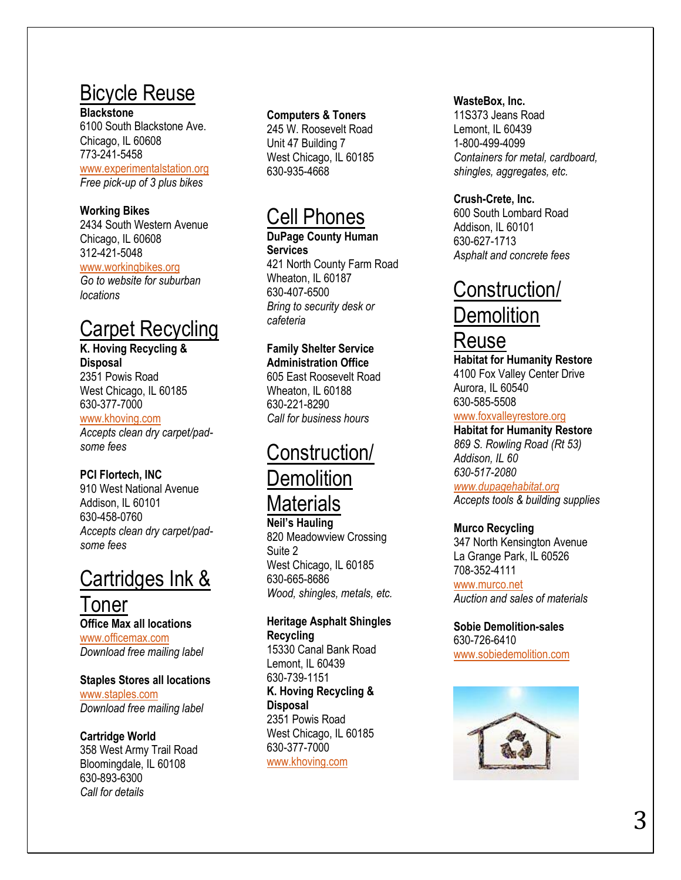## Bicycle Reuse

**Blackstone**
6100 South Blackstone Ave.
Chicago, IL 60608
773-241-5458
www.experimentalstation.org
*Free pick-up of 3 plus bikes*

**Working Bikes**
2434 South Western Avenue
Chicago, IL 60608
312-421-5048
www.workingbikes.org
*Go to website for suburban locations*

## Carpet Recycling

**K. Hoving Recycling & Disposal**
2351 Powis Road
West Chicago, IL 60185
630-377-7000
www.khoving.com
*Accepts clean dry carpet/pad-some fees*

**PCI Flortech, INC**
910 West National Avenue
Addison, IL 60101
630-458-0760
*Accepts clean dry carpet/pad-some fees*

## Cartridges Ink & Toner

**Office Max all locations**
www.officemax.com
*Download free mailing label*

**Staples Stores all locations**
www.staples.com
*Download free mailing label*

**Cartridge World**
358 West Army Trail Road
Bloomingdale, IL 60108
630-893-6300
*Call for details*

**Computers & Toners**
245 W. Roosevelt Road
Unit 47 Building 7
West Chicago, IL 60185
630-935-4668

## Cell Phones

**DuPage County Human Services**
421 North County Farm Road
Wheaton, IL 60187
630-407-6500
*Bring to security desk or cafeteria*

**Family Shelter Service Administration Office**
605 East Roosevelt Road
Wheaton, IL 60188
630-221-8290
*Call for business hours*

## Construction/ Demolition Materials

**Neil's Hauling**
820 Meadowview Crossing
Suite 2
West Chicago, IL 60185
630-665-8686
*Wood, shingles, metals, etc.*

**Heritage Asphalt Shingles Recycling**
15330 Canal Bank Road
Lemont, IL 60439
630-739-1151

**K. Hoving Recycling & Disposal**
2351 Powis Road
West Chicago, IL 60185
630-377-7000
www.khoving.com

**WasteBox, Inc.**
11S373 Jeans Road
Lemont, IL 60439
1-800-499-4099
*Containers for metal, cardboard, shingles, aggregates, etc.*

**Crush-Crete, Inc.**
600 South Lombard Road
Addison, IL 60101
630-627-1713
*Asphalt and concrete fees*

## Construction/ Demolition Reuse

**Habitat for Humanity Restore**
4100 Fox Valley Center Drive
Aurora, IL 60540
630-585-5508
www.foxvalleyrestore.org

**Habitat for Humanity Restore**
*869 S. Rowling Road (Rt 53)*
*Addison, IL 60*
*630-517-2080*
*www.dupagehabitat.org*
*Accepts tools & building supplies*

**Murco Recycling**
347 North Kensington Avenue
La Grange Park, IL 60526
708-352-4111
www.murco.net
*Auction and sales of materials*

**Sobie Demolition-sales**
630-726-6410
www.sobiedemolition.com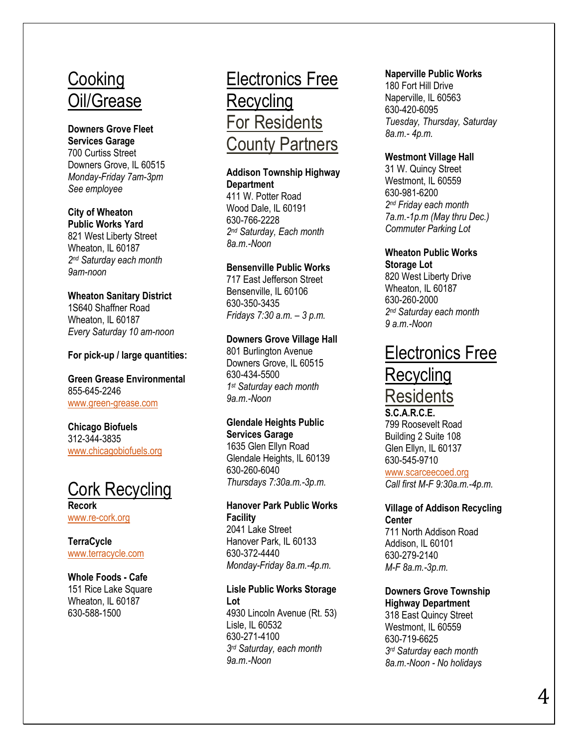## Cooking Oil/Grease

**Downers Grove Fleet Services Garage**
700 Curtiss Street
Downers Grove, IL 60515
*Monday-Friday 7am-3pm*
*See employee*

**City of Wheaton Public Works Yard**
821 West Liberty Street
Wheaton, IL 60187
*2nd Saturday each month*
*9am-noon*

**Wheaton Sanitary District**
1S640 Shaffner Road
Wheaton, IL 60187
*Every Saturday 10 am-noon*

**For pick-up / large quantities:**

**Green Grease Environmental**
855-645-2246
www.green-grease.com

**Chicago Biofuels**
312-344-3835
www.chicagobiofuels.org

## Cork Recycling

**Recork**
www.re-cork.org

**TerraCycle**
www.terracycle.com

**Whole Foods - Cafe**
151 Rice Lake Square
Wheaton, IL 60187
630-588-1500

## Electronics Free Recycling For Residents County Partners

**Addison Township Highway Department**
411 W. Potter Road
Wood Dale, IL 60191
630-766-2228
*2nd Saturday, Each month*
*8a.m.-Noon*

**Bensenville Public Works**
717 East Jefferson Street
Bensenville, IL 60106
630-350-3435
*Fridays 7:30 a.m. – 3 p.m.*

**Downers Grove Village Hall**
801 Burlington Avenue
Downers Grove, IL 60515
630-434-5500
*1st Saturday each month*
*9a.m.-Noon*

**Glendale Heights Public Services Garage**
1635 Glen Ellyn Road
Glendale Heights, IL 60139
630-260-6040
*Thursdays 7:30a.m.-3p.m.*

**Hanover Park Public Works Facility**
2041 Lake Street
Hanover Park, IL 60133
630-372-4440
*Monday-Friday 8a.m.-4p.m.*

**Lisle Public Works Storage Lot**
4930 Lincoln Avenue (Rt. 53)
Lisle, IL 60532
630-271-4100
*3rd Saturday, each month*
*9a.m.-Noon*

**Naperville Public Works**
180 Fort Hill Drive
Naperville, IL 60563
630-420-6095
*Tuesday, Thursday, Saturday*
*8a.m.- 4p.m.*

**Westmont Village Hall**
31 W. Quincy Street
Westmont, IL 60559
630-981-6200
*2nd Friday each month*
*7a.m.-1p.m (May thru Dec.)*
*Commuter Parking Lot*

**Wheaton Public Works Storage Lot**
820 West Liberty Drive
Wheaton, IL 60187
630-260-2000
*2nd Saturday each month*
*9 a.m.-Noon*

## Electronics Free Recycling Residents

**S.C.A.R.C.E.**
799 Roosevelt Road
Building 2 Suite 108
Glen Ellyn, IL 60137
630-545-9710
www.scarceecoed.org
*Call first M-F 9:30a.m.-4p.m.*

**Village of Addison Recycling Center**
711 North Addison Road
Addison, IL 60101
630-279-2140
*M-F 8a.m.-3p.m.*

**Downers Grove Township Highway Department**
318 East Quincy Street
Westmont, IL 60559
630-719-6625
*3rd Saturday each month*
*8a.m.-Noon - No holidays*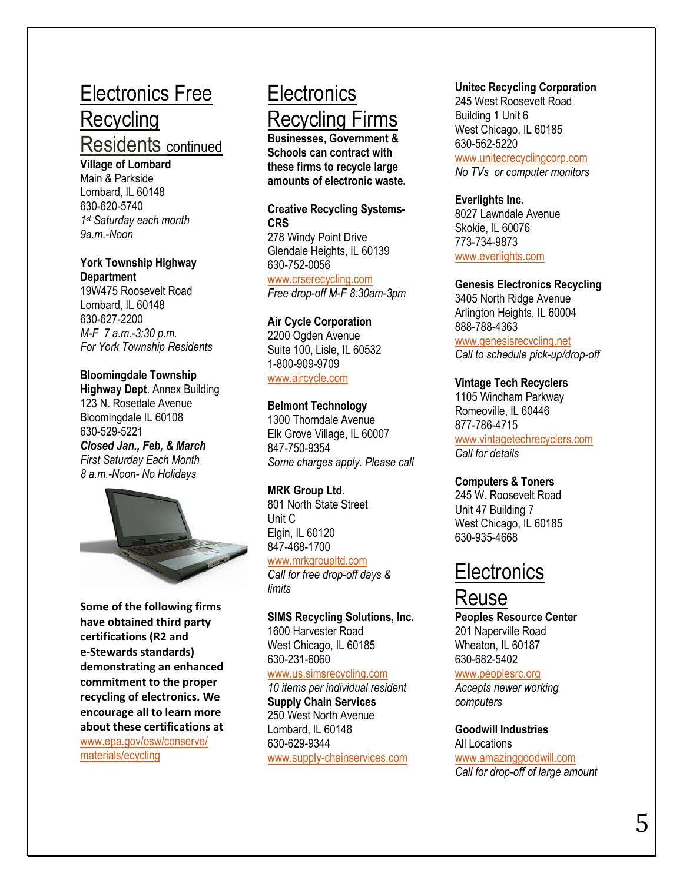## Electronics Free Recycling Residents continued

**Village of Lombard**
Main & Parkside
Lombard, IL 60148
630-620-5740
*1st Saturday each month*
*9a.m.-Noon*

**York Township Highway Department**
19W475 Roosevelt Road
Lombard, IL 60148
630-627-2200
*M-F 7 a.m.-3:30 p.m.*
*For York Township Residents*

**Bloomingdale Township Highway Dept**. Annex Building
123 N. Rosedale Avenue
Bloomingdale IL 60108
630-529-5221
***Closed Jan., Feb, & March***
*First Saturday Each Month*
*8 a.m.-Noon- No Holidays*

**Some of the following firms have obtained third party certifications (R2 and e-Stewards standards) demonstrating an enhanced commitment to the proper recycling of electronics. We encourage all to learn more about these certifications at** www.epa.gov/osw/conserve/materials/ecycling

## Electronics Recycling Firms

**Businesses, Government & Schools can contract with these firms to recycle large amounts of electronic waste.**

**Creative Recycling Systems-CRS**
278 Windy Point Drive
Glendale Heights, IL 60139
630-752-0056
www.crserecycling.com
*Free drop-off M-F 8:30am-3pm*

**Air Cycle Corporation**
2200 Ogden Avenue
Suite 100, Lisle, IL 60532
1-800-909-9709
www.aircycle.com

**Belmont Technology**
1300 Thorndale Avenue
Elk Grove Village, IL 60007
847-750-9354
*Some charges apply. Please call*

**MRK Group Ltd.**
801 North State Street
Unit C
Elgin, IL 60120
847-468-1700
www.mrkgroupltd.com
*Call for free drop-off days & limits*

**SIMS Recycling Solutions, Inc.**
1600 Harvester Road
West Chicago, IL 60185
630-231-6060
www.us.simsrecycling.com
*10 items per individual resident*

**Supply Chain Services**
250 West North Avenue
Lombard, IL 60148
630-629-9344
www.supply-chainservices.com

**Unitec Recycling Corporation**
245 West Roosevelt Road
Building 1 Unit 6
West Chicago, IL 60185
630-562-5220
www.unitecrecyclingcorp.com
*No TVs or computer monitors*

**Everlights Inc.**
8027 Lawndale Avenue
Skokie, IL 60076
773-734-9873
www.everlights.com

**Genesis Electronics Recycling**
3405 North Ridge Avenue
Arlington Heights, IL 60004
888-788-4363
www.genesisrecycling.net
*Call to schedule pick-up/drop-off*

**Vintage Tech Recyclers**
1105 Windham Parkway
Romeoville, IL 60446
877-786-4715
www.vintagetechrecyclers.com
*Call for details*

**Computers & Toners**
245 W. Roosevelt Road
Unit 47 Building 7
West Chicago, IL 60185
630-935-4668

## Electronics Reuse

**Peoples Resource Center**
201 Naperville Road
Wheaton, IL 60187
630-682-5402
www.peoplesrc.org
*Accepts newer working computers*

**Goodwill Industries**
All Locations
www.amazinggoodwill.com
*Call for drop-off of large amount*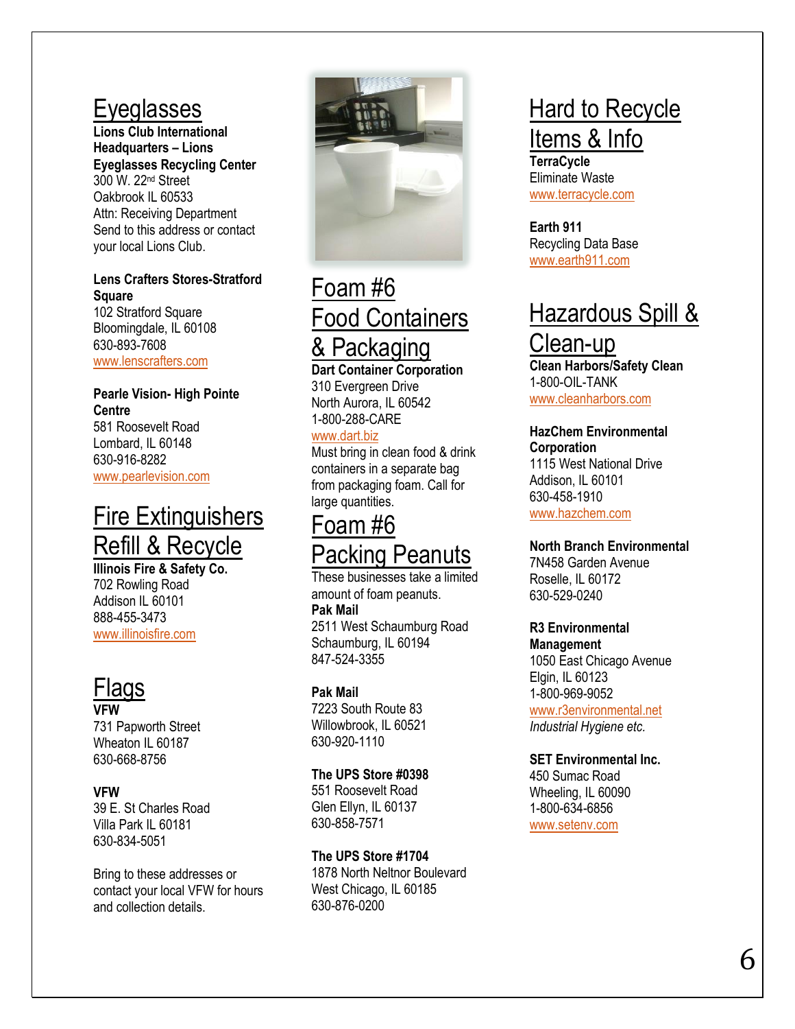## Eyeglasses

**Lions Club International Headquarters – Lions Eyeglasses Recycling Center**
300 W. 22nd Street
Oakbrook IL 60533
Attn: Receiving Department
Send to this address or contact your local Lions Club.

**Lens Crafters Stores-Stratford Square**
102 Stratford Square
Bloomingdale, IL 60108
630-893-7608
www.lenscrafters.com

**Pearle Vision- High Pointe Centre**
581 Roosevelt Road
Lombard, IL 60148
630-916-8282
www.pearlevision.com

## Fire Extinguishers Refill & Recycle

**Illinois Fire & Safety Co.**
702 Rowling Road
Addison IL 60101
888-455-3473
www.illinoisfire.com

## Flags

**VFW**
731 Papworth Street
Wheaton IL 60187
630-668-8756

**VFW**
39 E. St Charles Road
Villa Park IL 60181
630-834-5051

Bring to these addresses or contact your local VFW for hours and collection details.

## Foam #6 Food Containers & Packaging

**Dart Container Corporation**
310 Evergreen Drive
North Aurora, IL 60542
1-800-288-CARE
www.dart.biz
Must bring in clean food & drink containers in a separate bag from packaging foam. Call for large quantities.

## Foam #6 Packing Peanuts

These businesses take a limited amount of foam peanuts.

**Pak Mail**
2511 West Schaumburg Road
Schaumburg, IL 60194
847-524-3355

**Pak Mail**
7223 South Route 83
Willowbrook, IL 60521
630-920-1110

**The UPS Store #0398**
551 Roosevelt Road
Glen Ellyn, IL 60137
630-858-7571

**The UPS Store #1704**
1878 North Neltnor Boulevard
West Chicago, IL 60185
630-876-0200

## Hard to Recycle Items & Info

**TerraCycle**
Eliminate Waste
www.terracycle.com

**Earth 911**
Recycling Data Base
www.earth911.com

## Hazardous Spill & Clean-up

**Clean Harbors/Safety Clean**
1-800-OIL-TANK
www.cleanharbors.com

**HazChem Environmental Corporation**
1115 West National Drive
Addison, IL 60101
630-458-1910
www.hazchem.com

**North Branch Environmental**
7N458 Garden Avenue
Roselle, IL 60172
630-529-0240

**R3 Environmental Management**
1050 East Chicago Avenue
Elgin, IL 60123
1-800-969-9052
www.r3environmental.net
*Industrial Hygiene etc.*

**SET Environmental Inc.**
450 Sumac Road
Wheeling, IL 60090
1-800-634-6856
www.setenv.com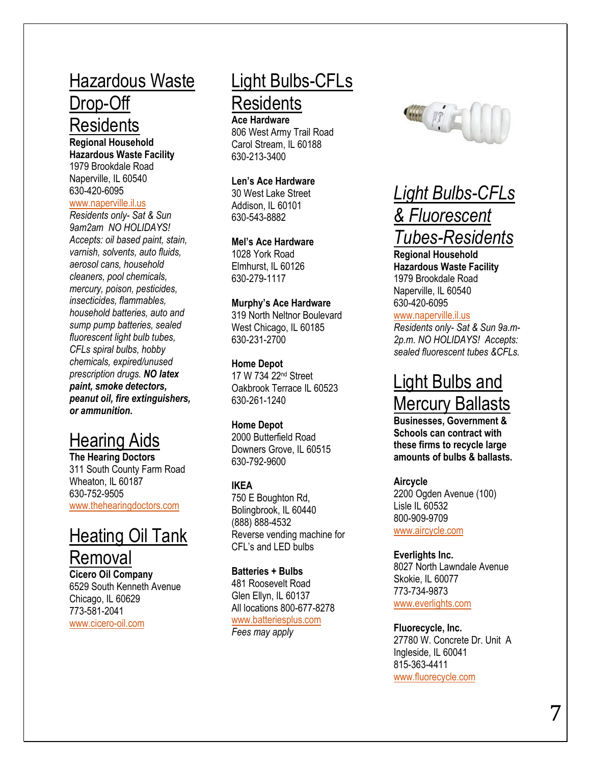## Hazardous Waste Drop-Off Residents

**Regional Household Hazardous Waste Facility**
1979 Brookdale Road
Naperville, IL 60540
630-420-6095
www.naperville.il.us
*Residents only- Sat & Sun 9am2am NO HOLIDAYS! Accepts: oil based paint, stain, varnish, solvents, auto fluids, aerosol cans, household cleaners, pool chemicals, mercury, poison, pesticides, insecticides, flammables, household batteries, auto and sump pump batteries, sealed fluorescent light bulb tubes, CFLs spiral bulbs, hobby chemicals, expired/unused prescription drugs.* ***NO latex paint, smoke detectors, peanut oil, fire extinguishers, or ammunition*****.**

## Hearing Aids

**The Hearing Doctors**
311 South County Farm Road
Wheaton, IL 60187
630-752-9505
www.thehearingdoctors.com

## Heating Oil Tank Removal

**Cicero Oil Company**
6529 South Kenneth Avenue
Chicago, IL 60629
773-581-2041
www.cicero-oil.com

## Light Bulbs-CFLs Residents

**Ace Hardware**
806 West Army Trail Road
Carol Stream, IL 60188
630-213-3400

**Len's Ace Hardware**
30 West Lake Street
Addison, IL 60101
630-543-8882

**Mel's Ace Hardware**
1028 York Road
Elmhurst, IL 60126
630-279-1117

**Murphy's Ace Hardware**
319 North Neltnor Boulevard
West Chicago, IL 60185
630-231-2700

**Home Depot**
17 W 734 22nd Street
Oakbrook Terrace IL 60523
630-261-1240

**Home Depot**
2000 Butterfield Road
Downers Grove, IL 60515
630-792-9600

**IKEA**
750 E Boughton Rd,
Bolingbrook, IL 60440
(888) 888-4532
Reverse vending machine for CFL's and LED bulbs

**Batteries + Bulbs**
481 Roosevelt Road
Glen Ellyn, IL 60137
All locations 800-677-8278
www.batteriesplus.com
*Fees may apply*

## *Light Bulbs-CFLs & Fluorescent Tubes-Residents*

**Regional Household Hazardous Waste Facility**
1979 Brookdale Road
Naperville, IL 60540
630-420-6095
www.naperville.il.us
*Residents only- Sat & Sun 9a.m-2p.m. NO HOLIDAYS! Accepts: sealed fluorescent tubes &CFLs.*

## Light Bulbs and Mercury Ballasts

**Businesses, Government & Schools can contract with these firms to recycle large amounts of bulbs & ballasts.**

**Aircycle**
2200 Ogden Avenue (100)
Lisle IL 60532
800-909-9709
www.aircycle.com

**Everlights Inc.**
8027 North Lawndale Avenue
Skokie, IL 60077
773-734-9873
www.everlights.com

**Fluorecycle, Inc.**
27780 W. Concrete Dr. Unit A
Ingleside, IL 60041
815-363-4411
www.fluorecycle.com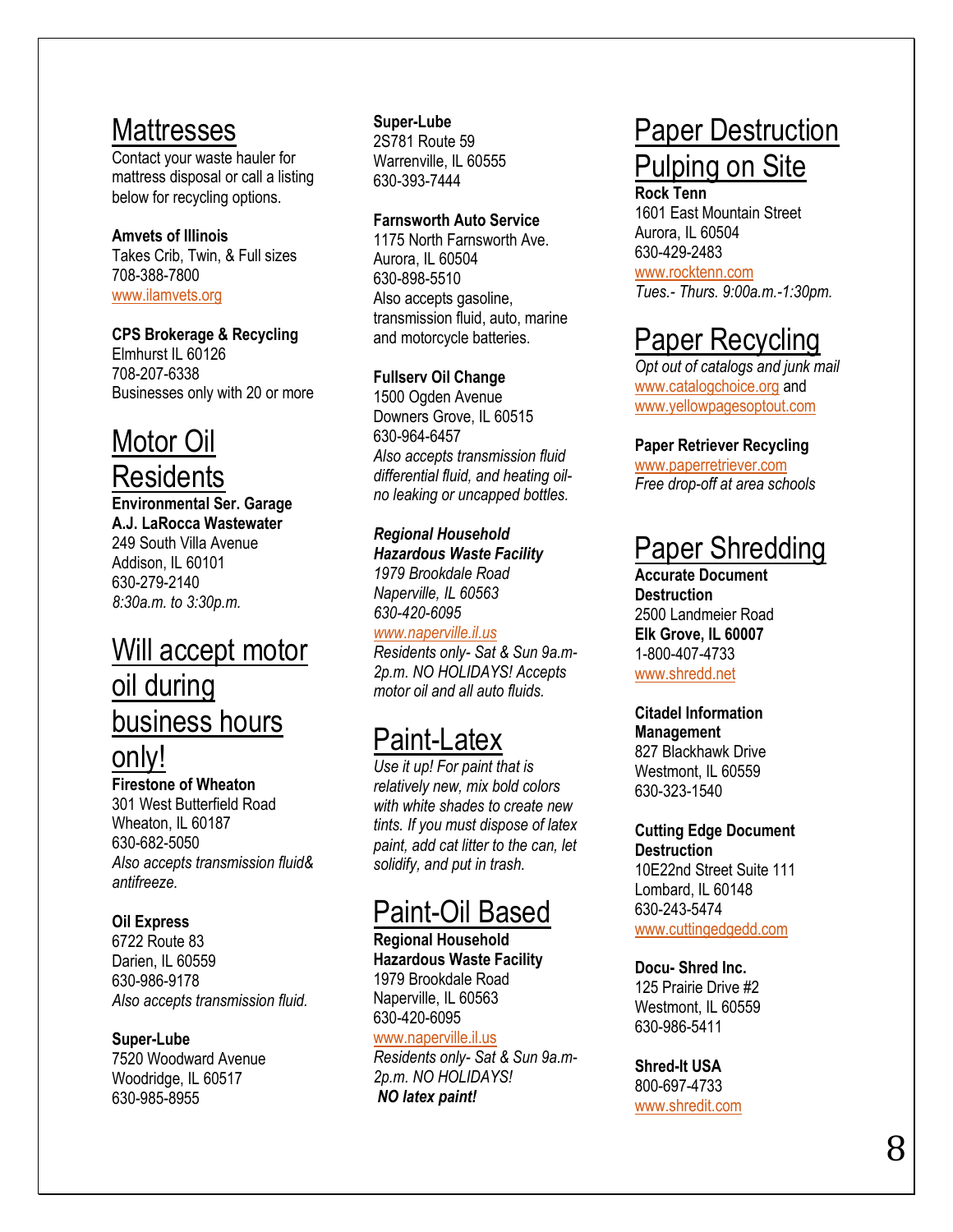## Mattresses

Contact your waste hauler for mattress disposal or call a listing below for recycling options.

**Amvets of Illinois**
Takes Crib, Twin, & Full sizes
708-388-7800
www.ilamvets.org

**CPS Brokerage & Recycling**
Elmhurst IL 60126
708-207-6338
Businesses only with 20 or more

## Motor Oil Residents

**Environmental Ser. Garage**
**A.J. LaRocca Wastewater**
249 South Villa Avenue
Addison, IL 60101
630-279-2140
*8:30a.m. to 3:30p.m.*

## Will accept motor oil during business hours only!

**Firestone of Wheaton**
301 West Butterfield Road
Wheaton, IL 60187
630-682-5050
*Also accepts transmission fluid& antifreeze.*

**Oil Express**
6722 Route 83
Darien, IL 60559
630-986-9178
*Also accepts transmission fluid.*

**Super-Lube**
7520 Woodward Avenue
Woodridge, IL 60517
630-985-8955

**Super-Lube**
2S781 Route 59
Warrenville, IL 60555
630-393-7444

**Farnsworth Auto Service**
1175 North Farnsworth Ave.
Aurora, IL 60504
630-898-5510
Also accepts gasoline, transmission fluid, auto, marine and motorcycle batteries.

**Fullserv Oil Change**
1500 Ogden Avenue
Downers Grove, IL 60515
630-964-6457
*Also accepts transmission fluid differential fluid, and heating oil- no leaking or uncapped bottles.*

***Regional Household Hazardous Waste Facility***
*1979 Brookdale Road*
*Naperville, IL 60563*
*630-420-6095*
*www.naperville.il.us*
*Residents only- Sat & Sun 9a.m-2p.m. NO HOLIDAYS! Accepts motor oil and all auto fluids.*

## Paint-Latex

*Use it up! For paint that is relatively new, mix bold colors with white shades to create new tints. If you must dispose of latex paint, add cat litter to the can, let solidify, and put in trash.*

## Paint-Oil Based

**Regional Household Hazardous Waste Facility**
1979 Brookdale Road
Naperville, IL 60563
630-420-6095
www.naperville.il.us
*Residents only- Sat & Sun 9a.m-2p.m. NO HOLIDAYS!*
***NO latex paint!***

## Paper Destruction Pulping on Site

**Rock Tenn**
1601 East Mountain Street
Aurora, IL 60504
630-429-2483
www.rocktenn.com
*Tues.- Thurs. 9:00a.m.-1:30pm.*

## Paper Recycling

*Opt out of catalogs and junk mail*
www.catalogchoice.org and
www.yellowpagesoptout.com

**Paper Retriever Recycling**
www.paperretriever.com
*Free drop-off at area schools*

## Paper Shredding

**Accurate Document Destruction**
2500 Landmeier Road
**Elk Grove, IL 60007**
1-800-407-4733
www.shredd.net

**Citadel Information Management**
827 Blackhawk Drive
Westmont, IL 60559
630-323-1540

**Cutting Edge Document Destruction**
10E22nd Street Suite 111
Lombard, IL 60148
630-243-5474
www.cuttingedgedd.com

**Docu- Shred Inc.**
125 Prairie Drive #2
Westmont, IL 60559
630-986-5411

**Shred-It USA**
800-697-4733
www.shredit.com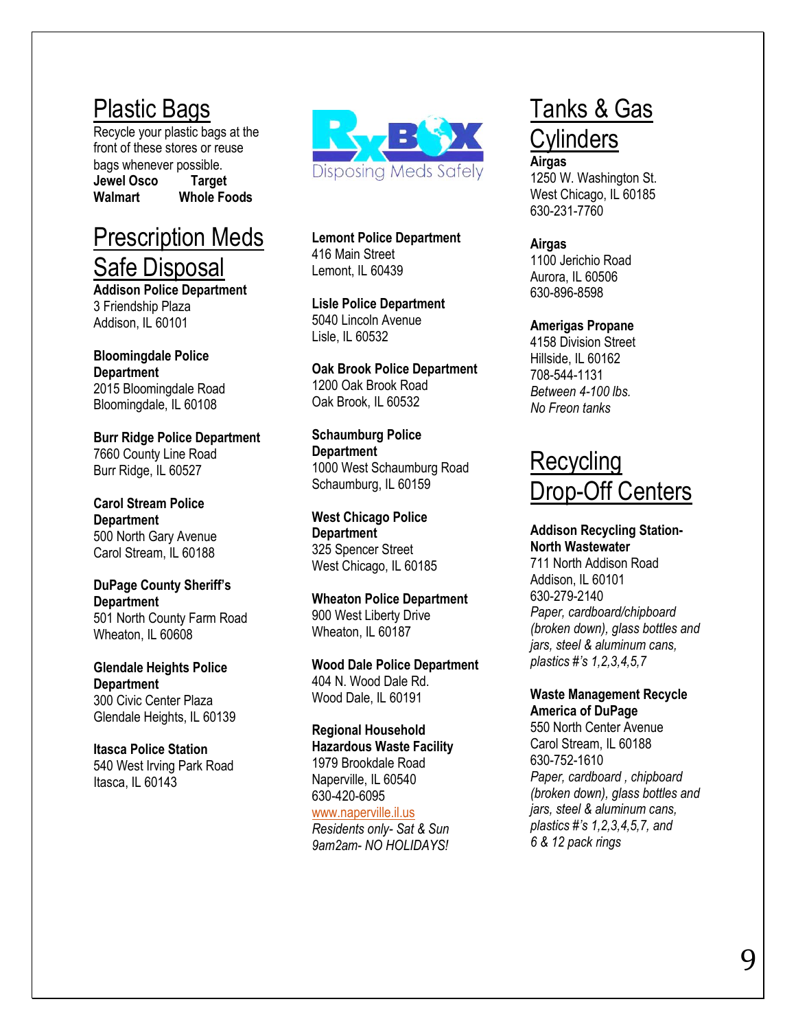## Plastic Bags

Recycle your plastic bags at the front of these stores or reuse bags whenever possible.

**Jewel Osco** **Target**
**Walmart** **Whole Foods**

## Prescription Meds Safe Disposal

**Addison Police Department**
3 Friendship Plaza
Addison, IL 60101

**Bloomingdale Police Department**
2015 Bloomingdale Road
Bloomingdale, IL 60108

**Burr Ridge Police Department**
7660 County Line Road
Burr Ridge, IL 60527

**Carol Stream Police Department**
500 North Gary Avenue
Carol Stream, IL 60188

**DuPage County Sheriff's Department**
501 North County Farm Road
Wheaton, IL 60608

**Glendale Heights Police Department**
300 Civic Center Plaza
Glendale Heights, IL 60139

**Itasca Police Station**
540 West Irving Park Road
Itasca, IL 60143

RxBox
Disposing Meds Safely

**Lemont Police Department**
416 Main Street
Lemont, IL 60439

**Lisle Police Department**
5040 Lincoln Avenue
Lisle, IL 60532

**Oak Brook Police Department**
1200 Oak Brook Road
Oak Brook, IL 60532

**Schaumburg Police Department**
1000 West Schaumburg Road
Schaumburg, IL 60159

**West Chicago Police Department**
325 Spencer Street
West Chicago, IL 60185

**Wheaton Police Department**
900 West Liberty Drive
Wheaton, IL 60187

**Wood Dale Police Department**
404 N. Wood Dale Rd.
Wood Dale, IL 60191

**Regional Household Hazardous Waste Facility**
1979 Brookdale Road
Naperville, IL 60540
630-420-6095
www.naperville.il.us
*Residents only- Sat & Sun 9am2am- NO HOLIDAYS!*

## Tanks & Gas Cylinders

**Airgas**
1250 W. Washington St.
West Chicago, IL 60185
630-231-7760

**Airgas**
1100 Jericho Road
Aurora, IL 60506
630-896-8598

**Amerigas Propane**
4158 Division Street
Hillside, IL 60162
708-544-1131
*Between 4-100 lbs.*
*No Freon tanks*

## Recycling Drop-Off Centers

**Addison Recycling Station- North Wastewater**
711 North Addison Road
Addison, IL 60101
630-279-2140
*Paper, cardboard/chipboard (broken down), glass bottles and jars, steel & aluminum cans, plastics #'s 1,2,3,4,5,7*

**Waste Management Recycle America of DuPage**
550 North Center Avenue
Carol Stream, IL 60188
630-752-1610
*Paper, cardboard , chipboard (broken down), glass bottles and jars, steel & aluminum cans, plastics #'s 1,2,3,4,5,7, and 6 & 12 pack rings*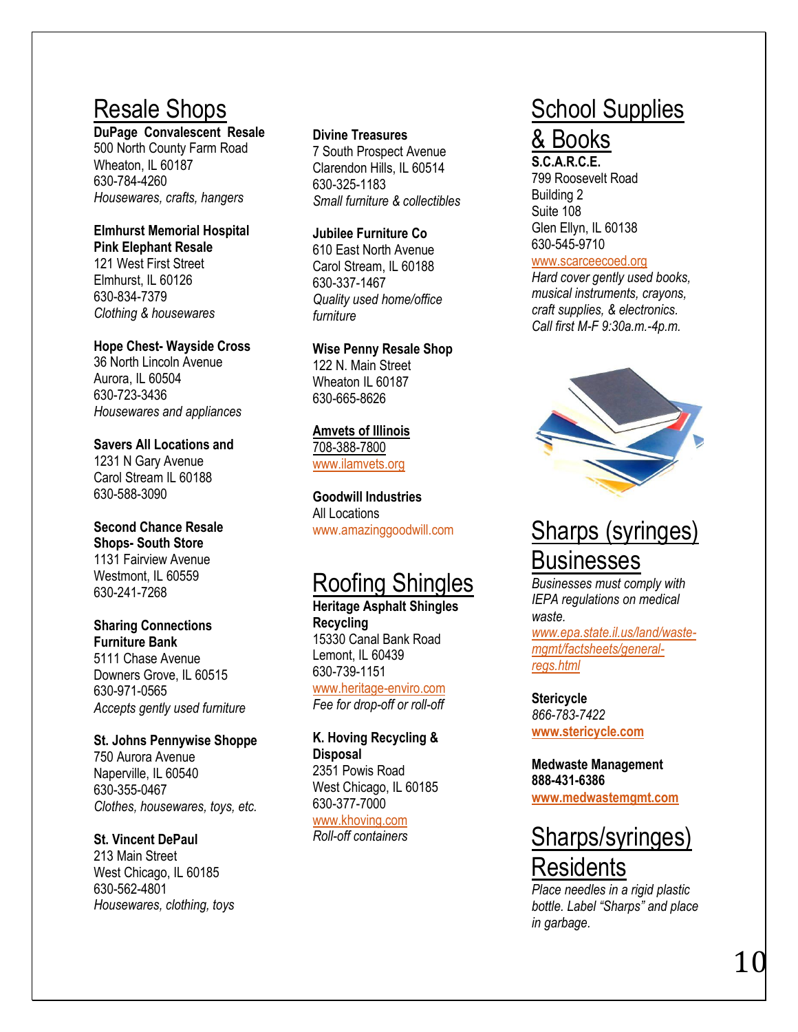## Resale Shops

**DuPage Convalescent Resale**
500 North County Farm Road
Wheaton, IL 60187
630-784-4260
*Housewares, crafts, hangers*

**Elmhurst Memorial Hospital Pink Elephant Resale**
121 West First Street
Elmhurst, IL 60126
630-834-7379
*Clothing & housewares*

**Hope Chest- Wayside Cross**
36 North Lincoln Avenue
Aurora, IL 60504
630-723-3436
*Housewares and appliances*

**Savers All Locations and**
1231 N Gary Avenue
Carol Stream IL 60188
630-588-3090

**Second Chance Resale Shops- South Store**
1131 Fairview Avenue
Westmont, IL 60559
630-241-7268

**Sharing Connections Furniture Bank**
5111 Chase Avenue
Downers Grove, IL 60515
630-971-0565
*Accepts gently used furniture*

**St. Johns Pennywise Shoppe**
750 Aurora Avenue
Naperville, IL 60540
630-355-0467
*Clothes, housewares, toys, etc.*

**St. Vincent DePaul**
213 Main Street
West Chicago, IL 60185
630-562-4801
*Housewares, clothing, toys*

**Divine Treasures**
7 South Prospect Avenue
Clarendon Hills, IL 60514
630-325-1183
*Small furniture & collectibles*

**Jubilee Furniture Co**
610 East North Avenue
Carol Stream, IL 60188
630-337-1467
*Quality used home/office furniture*

**Wise Penny Resale Shop**
122 N. Main Street
Wheaton IL 60187
630-665-8626

**Amvets of Illinois**
708-388-7800
www.ilamvets.org

**Goodwill Industries**
All Locations
www.amazinggoodwill.com

## Roofing Shingles

**Heritage Asphalt Shingles Recycling**
15330 Canal Bank Road
Lemont, IL 60439
630-739-1151
www.heritage-enviro.com
*Fee for drop-off or roll-off*

**K. Hoving Recycling & Disposal**
2351 Powis Road
West Chicago, IL 60185
630-377-7000
www.khoving.com
*Roll-off containers*

## School Supplies & Books

**S.C.A.R.C.E.**
799 Roosevelt Road
Building 2
Suite 108
Glen Ellyn, IL 60138
630-545-9710
www.scarceecoed.org
*Hard cover gently used books, musical instruments, crayons, craft supplies, & electronics. Call first M-F 9:30a.m.-4p.m.*

## Sharps (syringes) Businesses

*Businesses must comply with IEPA regulations on medical waste.*
*www.epa.state.il.us/land/waste-mgmt/factsheets/general-regs.html*

**Stericycle**
*866-783-7422*
**www.stericycle.com**

**Medwaste Management**
**888-431-6386**
**www.medwastemgmt.com**

## Sharps/syringes) Residents

*Place needles in a rigid plastic bottle. Label "Sharps" and place in garbage.*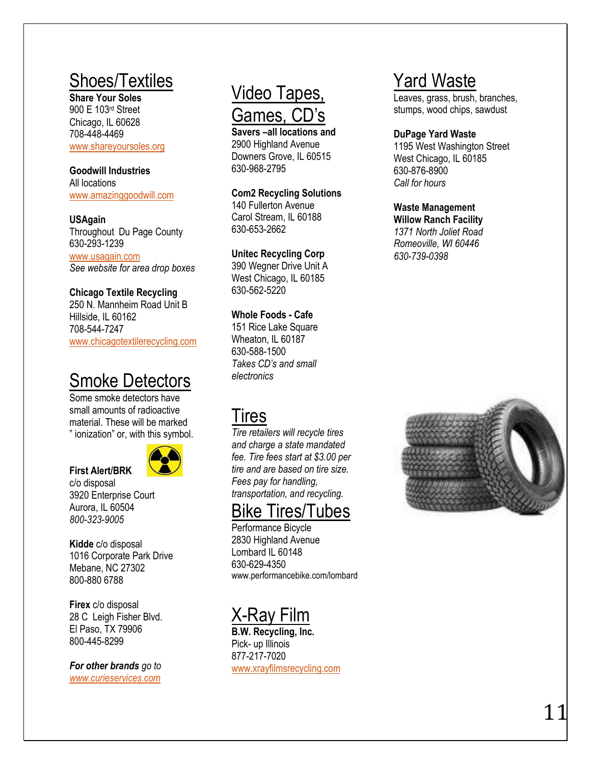## Shoes/Textiles

**Share Your Soles**
900 E 103rd Street
Chicago, IL 60628
708-448-4469
www.shareyoursoles.org

**Goodwill Industries**
All locations
www.amazinggoodwill.com

**USAgain**
Throughout Du Page County
630-293-1239
www.usagain.com
*See website for area drop boxes*

**Chicago Textile Recycling**
250 N. Mannheim Road Unit B
Hillside, IL 60162
708-544-7247
www.chicagotextilerecycling.com

## Smoke Detectors

Some smoke detectors have small amounts of radioactive material. These will be marked " ionization" or, with this symbol.

**First Alert/BRK**
c/o disposal
3920 Enterprise Court
Aurora, IL 60504
*800-323-9005*

**Kidde** c/o disposal
1016 Corporate Park Drive
Mebane, NC 27302
800-880 6788

**Firex** c/o disposal
28 C Leigh Fisher Blvd.
El Paso, TX 79906
800-445-8299

***For other brands*** *go to* *www.curieservices.com*

## Video Tapes, Games, CD's

**Savers –all locations and**
2900 Highland Avenue
Downers Grove, IL 60515
630-968-2795

**Com2 Recycling Solutions**
140 Fullerton Avenue
Carol Stream, IL 60188
630-653-2662

**Unitec Recycling Corp**
390 Wegner Drive Unit A
West Chicago, IL 60185
630-562-5220

**Whole Foods - Cafe**
151 Rice Lake Square
Wheaton, IL 60187
630-588-1500
*Takes CD's and small electronics*

## Tires

*Tire retailers will recycle tires and charge a state mandated fee. Tire fees start at $3.00 per tire and are based on tire size. Fees pay for handling, transportation, and recycling.*

## Bike Tires/Tubes

Performance Bicycle
2830 Highland Avenue
Lombard IL 60148
630-629-4350
www.performancebike.com/lombard

## X-Ray Film

**B.W. Recycling, Inc.**
Pick- up Illinois
877-217-7020
www.xrayfilmsrecycling.com

## Yard Waste

Leaves, grass, brush, branches, stumps, wood chips, sawdust

**DuPage Yard Waste**
1195 West Washington Street
West Chicago, IL 60185
630-876-8900
*Call for hours*

**Waste Management**
**Willow Ranch Facility**
*1371 North Joliet Road*
*Romeoville, WI 60446*
*630-739-0398*